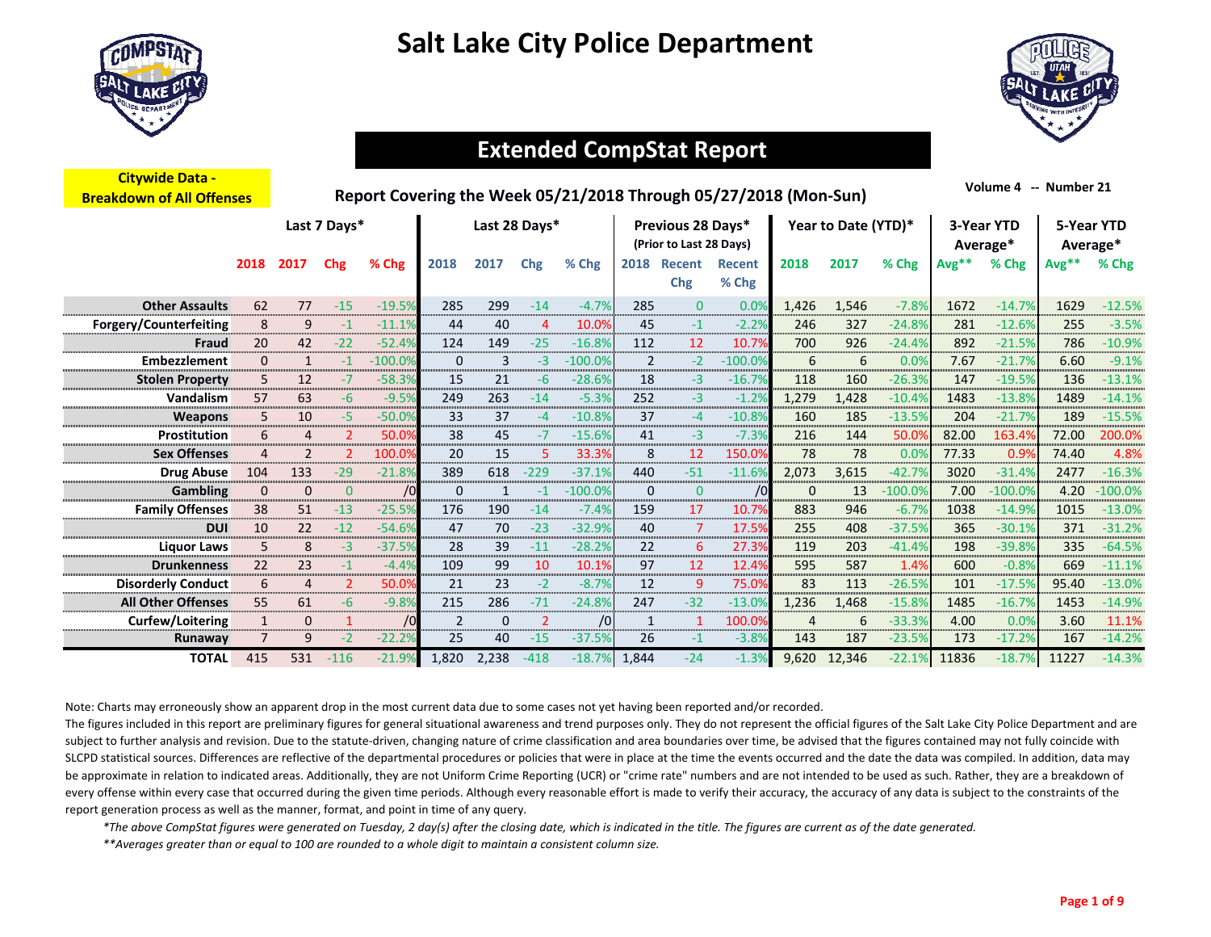# Salt Lake City Police Department

## Extended CompStat Report

**Citywide Data - Breakdown of All Offenses**

**Report Covering the Week 05/21/2018 Through 05/27/2018 (Mon-Sun)**

Volume 4 -- Number 21

| | Last 7 Days* | | | | Last 28 Days* | | | | Previous 28 Days* (Prior to Last 28 Days) | | | Year to Date (YTD)* | | | 3-Year YTD Average* | | 5-Year YTD Average* | |
|---|---|---|---|---|---|---|---|---|---|---|---|---|---|---|---|---|---|---|
| | 2018 | 2017 | Chg | % Chg | 2018 | 2017 | Chg | % Chg | 2018 | Recent Chg | Recent % Chg | 2018 | 2017 | % Chg | Avg** | % Chg | Avg** | % Chg |
| **Other Assaults** | 62 | 77 | -15 | -19.5% | 285 | 299 | -14 | -4.7% | 285 | 0 | 0.0% | 1,426 | 1,546 | -7.8% | 1672 | -14.7% | 1629 | -12.5% |
| **Forgery/Counterfeiting** | 8 | 9 | -1 | -11.1% | 44 | 40 | 4 | 10.0% | 45 | -1 | -2.2% | 246 | 327 | -24.8% | 281 | -12.6% | 255 | -3.5% |
| **Fraud** | 20 | 42 | -22 | -52.4% | 124 | 149 | -25 | -16.8% | 112 | 12 | 10.7% | 700 | 926 | -24.4% | 892 | -21.5% | 786 | -10.9% |
| **Embezzlement** | 0 | 1 | -1 | -100.0% | 0 | 3 | -3 | -100.0% | 2 | -2 | -100.0% | 6 | 6 | 0.0% | 7.67 | -21.7% | 6.60 | -9.1% |
| **Stolen Property** | 5 | 12 | -7 | -58.3% | 15 | 21 | -6 | -28.6% | 18 | -3 | -16.7% | 118 | 160 | -26.3% | 147 | -19.5% | 136 | -13.1% |
| **Vandalism** | 57 | 63 | -6 | -9.5% | 249 | 263 | -14 | -5.3% | 252 | -3 | -1.2% | 1,279 | 1,428 | -10.4% | 1483 | -13.8% | 1489 | -14.1% |
| **Weapons** | 5 | 10 | -5 | -50.0% | 33 | 37 | -4 | -10.8% | 37 | -4 | -10.8% | 160 | 185 | -13.5% | 204 | -21.7% | 189 | -15.5% |
| **Prostitution** | 6 | 4 | 2 | 50.0% | 38 | 45 | -7 | -15.6% | 41 | -3 | -7.3% | 216 | 144 | 50.0% | 82.00 | 163.4% | 72.00 | 200.0% |
| **Sex Offenses** | 4 | 2 | 2 | 100.0% | 20 | 15 | 5 | 33.3% | 8 | 12 | 150.0% | 78 | 78 | 0.0% | 77.33 | 0.9% | 74.40 | 4.8% |
| **Drug Abuse** | 104 | 133 | -29 | -21.8% | 389 | 618 | -229 | -37.1% | 440 | -51 | -11.6% | 2,073 | 3,615 | -42.7% | 3020 | -31.4% | 2477 | -16.3% |
| **Gambling** | 0 | 0 | 0 | /0 | 0 | 1 | -1 | -100.0% | 0 | 0 | /0 | 0 | 13 | -100.0% | 7.00 | -100.0% | 4.20 | -100.0% |
| **Family Offenses** | 38 | 51 | -13 | -25.5% | 176 | 190 | -14 | -7.4% | 159 | 17 | 10.7% | 883 | 946 | -6.7% | 1038 | -14.9% | 1015 | -13.0% |
| **DUI** | 10 | 22 | -12 | -54.6% | 47 | 70 | -23 | -32.9% | 40 | 7 | 17.5% | 255 | 408 | -37.5% | 365 | -30.1% | 371 | -31.2% |
| **Liquor Laws** | 5 | 8 | -3 | -37.5% | 28 | 39 | -11 | -28.2% | 22 | 6 | 27.3% | 119 | 203 | -41.4% | 198 | -39.8% | 335 | -64.5% |
| **Drunkenness** | 22 | 23 | -1 | -4.4% | 109 | 99 | 10 | 10.1% | 97 | 12 | 12.4% | 595 | 587 | 1.4% | 600 | -0.8% | 669 | -11.1% |
| **Disorderly Conduct** | 6 | 4 | 2 | 50.0% | 21 | 23 | -2 | -8.7% | 12 | 9 | 75.0% | 83 | 113 | -26.5% | 101 | -17.5% | 95.40 | -13.0% |
| **All Other Offenses** | 55 | 61 | -6 | -9.8% | 215 | 286 | -71 | -24.8% | 247 | -32 | -13.0% | 1,236 | 1,468 | -15.8% | 1485 | -16.7% | 1453 | -14.9% |
| **Curfew/Loitering** | 1 | 0 | 1 | /0 | 2 | 0 | 2 | /0 | 1 | 1 | 100.0% | 4 | 6 | -33.3% | 4.00 | 0.0% | 3.60 | 11.1% |
| **Runaway** | 7 | 9 | -2 | -22.2% | 25 | 40 | -15 | -37.5% | 26 | -1 | -3.8% | 143 | 187 | -23.5% | 173 | -17.2% | 167 | -14.2% |
| **TOTAL** | 415 | 531 | -116 | -21.9% | 1,820 | 2,238 | -418 | -18.7% | 1,844 | -24 | -1.3% | 9,620 | 12,346 | -22.1% | 11836 | -18.7% | 11227 | -14.3% |

Note: Charts may erroneously show an apparent drop in the most current data due to some cases not yet having been reported and/or recorded.

The figures included in this report are preliminary figures for general situational awareness and trend purposes only. They do not represent the official figures of the Salt Lake City Police Department and are subject to further analysis and revision. Due to the statute-driven, changing nature of crime classification and area boundaries over time, be advised that the figures contained may not fully coincide with SLCPD statistical sources. Differences are reflective of the departmental procedures or policies that were in place at the time the events occurred and the date the data was compiled. In addition, data may be approximate in relation to indicated areas. Additionally, they are not Uniform Crime Reporting (UCR) or "crime rate" numbers and are not intended to be used as such. Rather, they are a breakdown of every offense within every case that occurred during the given time periods. Although every reasonable effort is made to verify their accuracy, the accuracy of any data is subject to the constraints of the report generation process as well as the manner, format, and point in time of any query.

*\*The above CompStat figures were generated on Tuesday, 2 day(s) after the closing date, which is indicated in the title. The figures are current as of the date generated.*

*\*\*Averages greater than or equal to 100 are rounded to a whole digit to maintain a consistent column size.*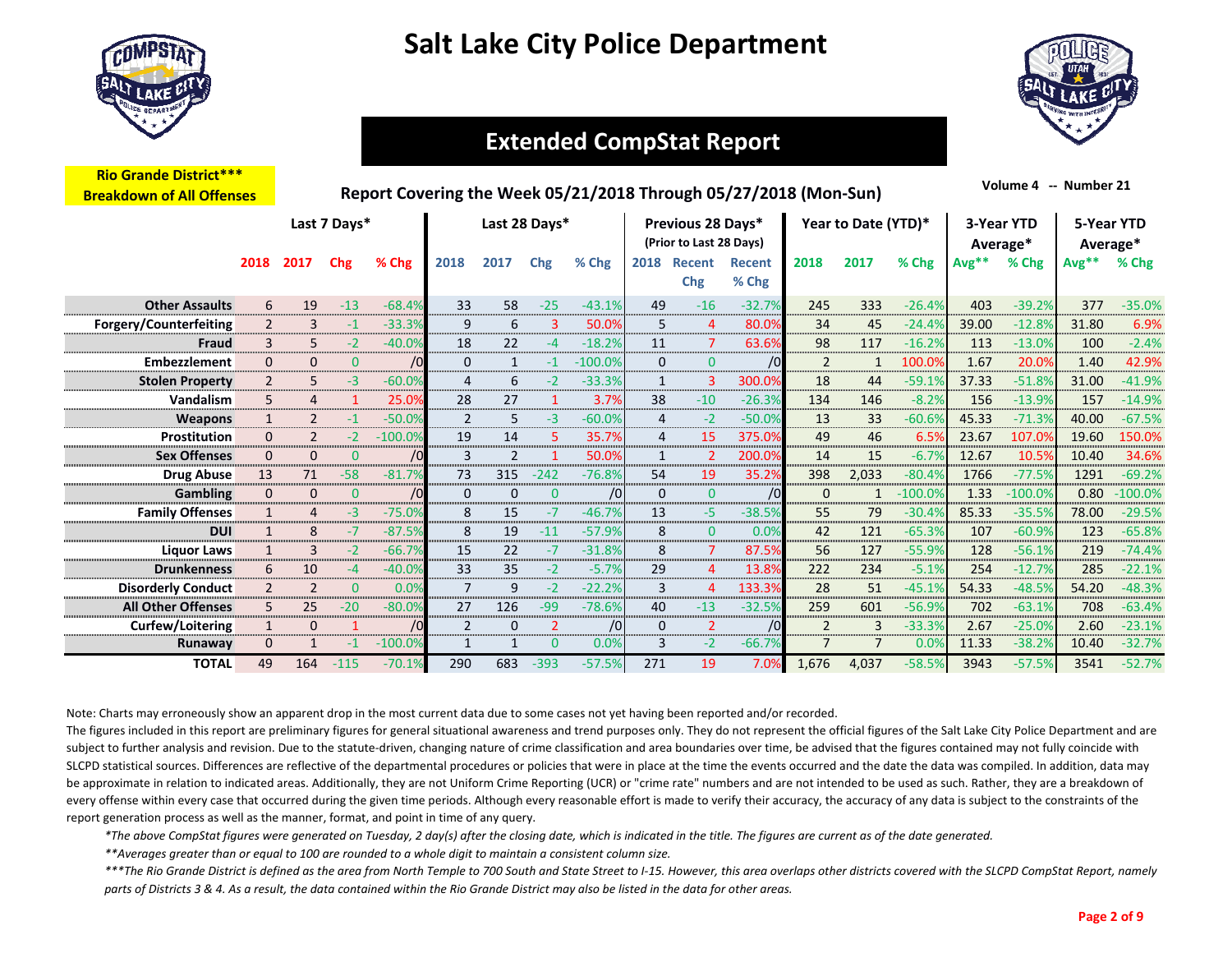# Salt Lake City Police Department

## Extended CompStat Report

**Rio Grande District*** Breakdown of All Offenses**

**Report Covering the Week 05/21/2018 Through 05/27/2018 (Mon-Sun)**

Volume 4 -- Number 21

| | Last 7 Days* | | | | Last 28 Days* | | | | Previous 28 Days* (Prior to Last 28 Days) | | | Year to Date (YTD)* | | | 3-Year YTD Average* | | 5-Year YTD Average* | |
|---|---|---|---|---|---|---|---|---|---|---|---|---|---|---|---|---|---|---|
| | 2018 | 2017 | Chg | % Chg | 2018 | 2017 | Chg | % Chg | 2018 | Recent Chg | Recent % Chg | 2018 | 2017 | % Chg | Avg** | % Chg | Avg** | % Chg |
| **Other Assaults** | 6 | 19 | -13 | -68.4% | 33 | 58 | -25 | -43.1% | 49 | -16 | -32.7% | 245 | 333 | -26.4% | 403 | -39.2% | 377 | -35.0% |
| **Forgery/Counterfeiting** | 2 | 3 | -1 | -33.3% | 9 | 6 | 3 | 50.0% | 5 | 4 | 80.0% | 34 | 45 | -24.4% | 39.00 | -12.8% | 31.80 | 6.9% |
| **Fraud** | 3 | 5 | -2 | -40.0% | 18 | 22 | -4 | -18.2% | 11 | 7 | 63.6% | 98 | 117 | -16.2% | 113 | -13.0% | 100 | -2.4% |
| **Embezzlement** | 0 | 0 | 0 | /0 | 0 | 1 | -1 | -100.0% | 0 | 0 | /0 | 2 | 1 | 100.0% | 1.67 | 20.0% | 1.40 | 42.9% |
| **Stolen Property** | 2 | 5 | -3 | -60.0% | 4 | 6 | -2 | -33.3% | 1 | 3 | 300.0% | 18 | 44 | -59.1% | 37.33 | -51.8% | 31.00 | -41.9% |
| **Vandalism** | 5 | 4 | 1 | 25.0% | 28 | 27 | 1 | 3.7% | 38 | -10 | -26.3% | 134 | 146 | -8.2% | 156 | -13.9% | 157 | -14.9% |
| **Weapons** | 1 | 2 | -1 | -50.0% | 2 | 5 | -3 | -60.0% | 4 | -2 | -50.0% | 13 | 33 | -60.6% | 45.33 | -71.3% | 40.00 | -67.5% |
| **Prostitution** | 0 | 2 | -2 | -100.0% | 19 | 14 | 5 | 35.7% | 4 | 15 | 375.0% | 49 | 46 | 6.5% | 23.67 | 107.0% | 19.60 | 150.0% |
| **Sex Offenses** | 0 | 0 | 0 | /0 | 3 | 2 | 1 | 50.0% | 1 | 2 | 200.0% | 14 | 15 | -6.7% | 12.67 | 10.5% | 10.40 | 34.6% |
| **Drug Abuse** | 13 | 71 | -58 | -81.7% | 73 | 315 | -242 | -76.8% | 54 | 19 | 35.2% | 398 | 2,033 | -80.4% | 1766 | -77.5% | 1291 | -69.2% |
| **Gambling** | 0 | 0 | 0 | /0 | 0 | 0 | 0 | /0 | 0 | 0 | /0 | 0 | 1 | -100.0% | 1.33 | -100.0% | 0.80 | -100.0% |
| **Family Offenses** | 1 | 4 | -3 | -75.0% | 8 | 15 | -7 | -46.7% | 13 | -5 | -38.5% | 55 | 79 | -30.4% | 85.33 | -35.5% | 78.00 | -29.5% |
| **DUI** | 1 | 8 | -7 | -87.5% | 8 | 19 | -11 | -57.9% | 8 | 0 | 0.0% | 42 | 121 | -65.3% | 107 | -60.9% | 123 | -65.8% |
| **Liquor Laws** | 1 | 3 | -2 | -66.7% | 15 | 22 | -7 | -31.8% | 8 | 7 | 87.5% | 56 | 127 | -55.9% | 128 | -56.1% | 219 | -74.4% |
| **Drunkenness** | 6 | 10 | -4 | -40.0% | 33 | 35 | -2 | -5.7% | 29 | 4 | 13.8% | 222 | 234 | -5.1% | 254 | -12.7% | 285 | -22.1% |
| **Disorderly Conduct** | 2 | 2 | 0 | 0.0% | 7 | 9 | -2 | -22.2% | 3 | 4 | 133.3% | 28 | 51 | -45.1% | 54.33 | -48.5% | 54.20 | -48.3% |
| **All Other Offenses** | 5 | 25 | -20 | -80.0% | 27 | 126 | -99 | -78.6% | 40 | -13 | -32.5% | 259 | 601 | -56.9% | 702 | -63.1% | 708 | -63.4% |
| **Curfew/Loitering** | 1 | 0 | 1 | /0 | 2 | 0 | 2 | /0 | 0 | 2 | /0 | 2 | 3 | -33.3% | 2.67 | -25.0% | 2.60 | -23.1% |
| **Runaway** | 0 | 1 | -1 | -100.0% | 1 | 1 | 0 | 0.0% | 3 | -2 | -66.7% | 7 | 7 | 0.0% | 11.33 | -38.2% | 10.40 | -32.7% |
| **TOTAL** | 49 | 164 | -115 | -70.1% | 290 | 683 | -393 | -57.5% | 271 | 19 | 7.0% | 1,676 | 4,037 | -58.5% | 3943 | -57.5% | 3541 | -52.7% |

Note: Charts may erroneously show an apparent drop in the most current data due to some cases not yet having been reported and/or recorded.

The figures included in this report are preliminary figures for general situational awareness and trend purposes only. They do not represent the official figures of the Salt Lake City Police Department and are subject to further analysis and revision. Due to the statute-driven, changing nature of crime classification and area boundaries over time, be advised that the figures contained may not fully coincide with SLCPD statistical sources. Differences are reflective of the departmental procedures or policies that were in place at the time the events occurred and the date the data was compiled. In addition, data may be approximate in relation to indicated areas. Additionally, they are not Uniform Crime Reporting (UCR) or "crime rate" numbers and are not intended to be used as such. Rather, they are a breakdown of every offense within every case that occurred during the given time periods. Although every reasonable effort is made to verify their accuracy, the accuracy of any data is subject to the constraints of the report generation process as well as the manner, format, and point in time of any query.

*\*The above CompStat figures were generated on Tuesday, 2 day(s) after the closing date, which is indicated in the title. The figures are current as of the date generated.*

*\*\*Averages greater than or equal to 100 are rounded to a whole digit to maintain a consistent column size.*

*\*\*\*The Rio Grande District is defined as the area from North Temple to 700 South and State Street to I-15. However, this area overlaps other districts covered with the SLCPD CompStat Report, namely parts of Districts 3 & 4. As a result, the data contained within the Rio Grande District may also be listed in the data for other areas.*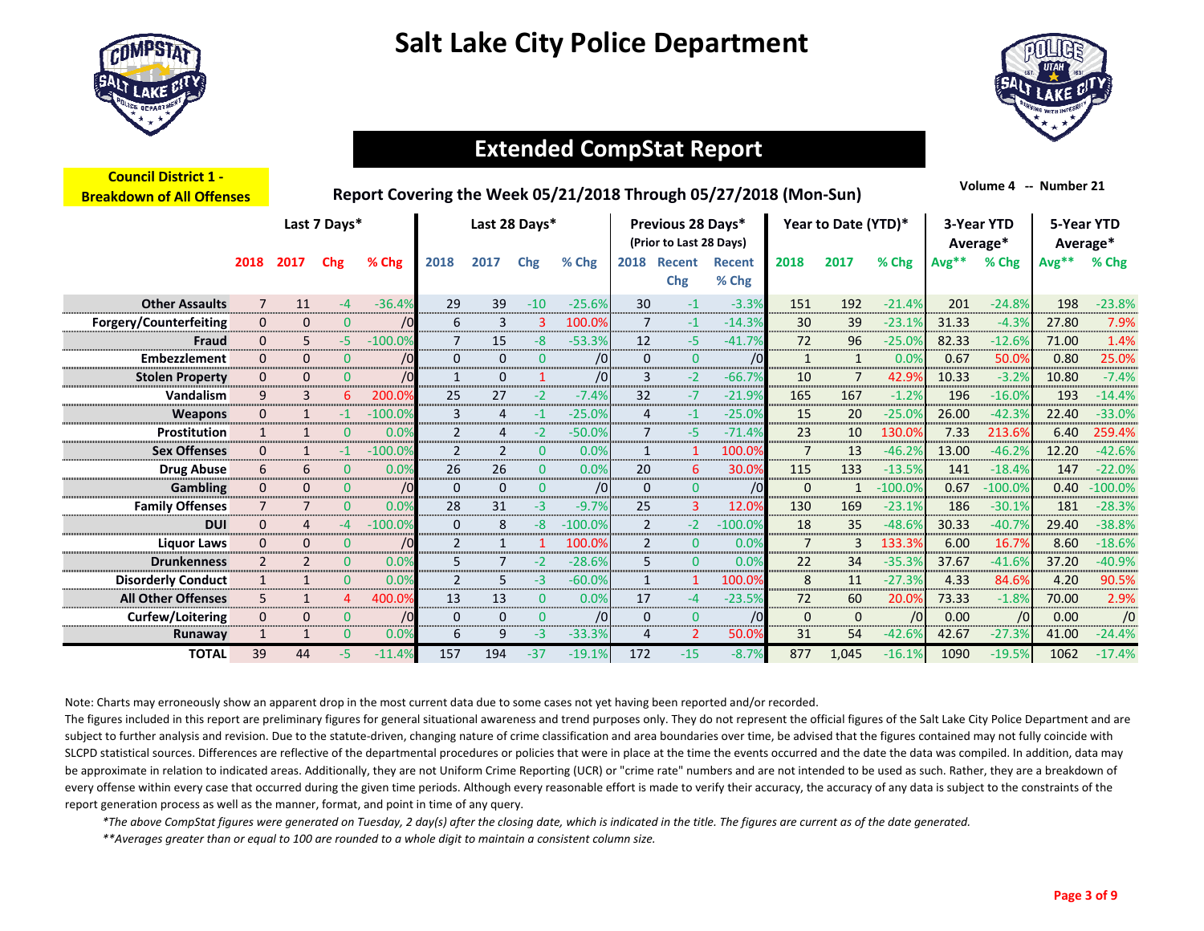# Salt Lake City Police Department

## Extended CompStat Report

**Council District 1 - Breakdown of All Offenses**

**Report Covering the Week 05/21/2018 Through 05/27/2018 (Mon-Sun)**

Volume 4 -- Number 21

| | Last 7 Days* | | | | Last 28 Days* | | | | Previous 28 Days* (Prior to Last 28 Days) | | | Year to Date (YTD)* | | | 3-Year YTD Average* | | 5-Year YTD Average* | |
|---|---|---|---|---|---|---|---|---|---|---|---|---|---|---|---|---|---|---|
| | 2018 | 2017 | Chg | % Chg | 2018 | 2017 | Chg | % Chg | 2018 | Recent Chg | Recent % Chg | 2018 | 2017 | % Chg | Avg** | % Chg | Avg** | % Chg |
| **Other Assaults** | 7 | 11 | -4 | -36.4% | 29 | 39 | -10 | -25.6% | 30 | -1 | -3.3% | 151 | 192 | -21.4% | 201 | -24.8% | 198 | -23.8% |
| **Forgery/Counterfeiting** | 0 | 0 | 0 | /0 | 6 | 3 | 3 | 100.0% | 7 | -1 | -14.3% | 30 | 39 | -23.1% | 31.33 | -4.3% | 27.80 | 7.9% |
| **Fraud** | 0 | 5 | -5 | -100.0% | 7 | 15 | -8 | -53.3% | 12 | -5 | -41.7% | 72 | 96 | -25.0% | 82.33 | -12.6% | 71.00 | 1.4% |
| **Embezzlement** | 0 | 0 | 0 | /0 | 0 | 0 | 0 | /0 | 0 | 0 | /0 | 1 | 1 | 0.0% | 0.67 | 50.0% | 0.80 | 25.0% |
| **Stolen Property** | 0 | 0 | 0 | /0 | 1 | 0 | 1 | /0 | 3 | -2 | -66.7% | 10 | 7 | 42.9% | 10.33 | -3.2% | 10.80 | -7.4% |
| **Vandalism** | 9 | 3 | 6 | 200.0% | 25 | 27 | -2 | -7.4% | 32 | -7 | -21.9% | 165 | 167 | -1.2% | 196 | -16.0% | 193 | -14.4% |
| **Weapons** | 0 | 1 | -1 | -100.0% | 3 | 4 | -1 | -25.0% | 4 | -1 | -25.0% | 15 | 20 | -25.0% | 26.00 | -42.3% | 22.40 | -33.0% |
| **Prostitution** | 1 | 1 | 0 | 0.0% | 2 | 4 | -2 | -50.0% | 7 | -5 | -71.4% | 23 | 10 | 130.0% | 7.33 | 213.6% | 6.40 | 259.4% |
| **Sex Offenses** | 0 | 1 | -1 | -100.0% | 2 | 2 | 0 | 0.0% | 1 | 1 | 100.0% | 7 | 13 | -46.2% | 13.00 | -46.2% | 12.20 | -42.6% |
| **Drug Abuse** | 6 | 6 | 0 | 0.0% | 26 | 26 | 0 | 0.0% | 20 | 6 | 30.0% | 115 | 133 | -13.5% | 141 | -18.4% | 147 | -22.0% |
| **Gambling** | 0 | 0 | 0 | /0 | 0 | 0 | 0 | /0 | 0 | 0 | /0 | 0 | 1 | -100.0% | 0.67 | -100.0% | 0.40 | -100.0% |
| **Family Offenses** | 7 | 7 | 0 | 0.0% | 28 | 31 | -3 | -9.7% | 25 | 3 | 12.0% | 130 | 169 | -23.1% | 186 | -30.1% | 181 | -28.3% |
| **DUI** | 0 | 4 | -4 | -100.0% | 0 | 8 | -8 | -100.0% | 2 | -2 | -100.0% | 18 | 35 | -48.6% | 30.33 | -40.7% | 29.40 | -38.8% |
| **Liquor Laws** | 0 | 0 | 0 | /0 | 2 | 1 | 1 | 100.0% | 2 | 0 | 0.0% | 7 | 3 | 133.3% | 6.00 | 16.7% | 8.60 | -18.6% |
| **Drunkenness** | 2 | 2 | 0 | 0.0% | 5 | 7 | -2 | -28.6% | 5 | 0 | 0.0% | 22 | 34 | -35.3% | 37.67 | -41.6% | 37.20 | -40.9% |
| **Disorderly Conduct** | 1 | 1 | 0 | 0.0% | 2 | 5 | -3 | -60.0% | 1 | 1 | 100.0% | 8 | 11 | -27.3% | 4.33 | 84.6% | 4.20 | 90.5% |
| **All Other Offenses** | 5 | 1 | 4 | 400.0% | 13 | 13 | 0 | 0.0% | 17 | -4 | -23.5% | 72 | 60 | 20.0% | 73.33 | -1.8% | 70.00 | 2.9% |
| **Curfew/Loitering** | 0 | 0 | 0 | /0 | 0 | 0 | 0 | /0 | 0 | 0 | /0 | 0 | 0 | /0 | 0.00 | /0 | 0.00 | /0 |
| **Runaway** | 1 | 1 | 0 | 0.0% | 6 | 9 | -3 | -33.3% | 4 | 2 | 50.0% | 31 | 54 | -42.6% | 42.67 | -27.3% | 41.00 | -24.4% |
| **TOTAL** | 39 | 44 | -5 | -11.4% | 157 | 194 | -37 | -19.1% | 172 | -15 | -8.7% | 877 | 1,045 | -16.1% | 1090 | -19.5% | 1062 | -17.4% |

Note: Charts may erroneously show an apparent drop in the most current data due to some cases not yet having been reported and/or recorded.

The figures included in this report are preliminary figures for general situational awareness and trend purposes only. They do not represent the official figures of the Salt Lake City Police Department and are subject to further analysis and revision. Due to the statute-driven, changing nature of crime classification and area boundaries over time, be advised that the figures contained may not fully coincide with SLCPD statistical sources. Differences are reflective of the departmental procedures or policies that were in place at the time the events occurred and the date the data was compiled. In addition, data may be approximate in relation to indicated areas. Additionally, they are not Uniform Crime Reporting (UCR) or "crime rate" numbers and are not intended to be used as such. Rather, they are a breakdown of every offense within every case that occurred during the given time periods. Although every reasonable effort is made to verify their accuracy, the accuracy of any data is subject to the constraints of the report generation process as well as the manner, format, and point in time of any query.

*\*The above CompStat figures were generated on Tuesday, 2 day(s) after the closing date, which is indicated in the title. The figures are current as of the date generated.*

*\*\*Averages greater than or equal to 100 are rounded to a whole digit to maintain a consistent column size.*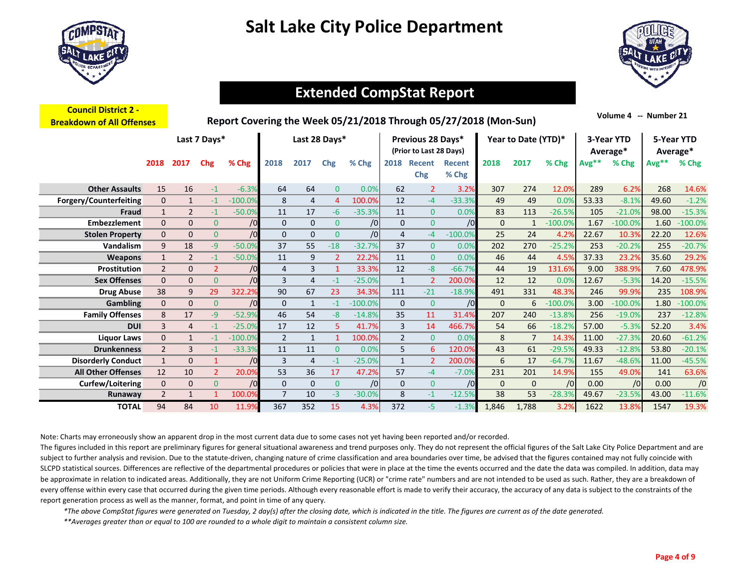# Salt Lake City Police Department

## Extended CompStat Report

**Council District 2 - Breakdown of All Offenses**

**Report Covering the Week 05/21/2018 Through 05/27/2018 (Mon-Sun)**

Volume 4 -- Number 21

| | Last 7 Days* | | | | Last 28 Days* | | | | Previous 28 Days* (Prior to Last 28 Days) | | | Year to Date (YTD)* | | | 3-Year YTD Average* | | 5-Year YTD Average* | |
|---|---|---|---|---|---|---|---|---|---|---|---|---|---|---|---|---|---|---|
| | 2018 | 2017 | Chg | % Chg | 2018 | 2017 | Chg | % Chg | 2018 | Recent Chg | Recent % Chg | 2018 | 2017 | % Chg | Avg** | % Chg | Avg** | % Chg |
| **Other Assaults** | 15 | 16 | -1 | -6.3% | 64 | 64 | 0 | 0.0% | 62 | 2 | 3.2% | 307 | 274 | 12.0% | 289 | 6.2% | 268 | 14.6% |
| **Forgery/Counterfeiting** | 0 | 1 | -1 | -100.0% | 8 | 4 | 4 | 100.0% | 12 | -4 | -33.3% | 49 | 49 | 0.0% | 53.33 | -8.1% | 49.60 | -1.2% |
| **Fraud** | 1 | 2 | -1 | -50.0% | 11 | 17 | -6 | -35.3% | 11 | 0 | 0.0% | 83 | 113 | -26.5% | 105 | -21.0% | 98.00 | -15.3% |
| **Embezzlement** | 0 | 0 | 0 | /0 | 0 | 0 | 0 | /0 | 0 | 0 | /0 | 0 | 1 | -100.0% | 1.67 | -100.0% | 1.60 | -100.0% |
| **Stolen Property** | 0 | 0 | 0 | /0 | 0 | 0 | 0 | /0 | 4 | -4 | -100.0% | 25 | 24 | 4.2% | 22.67 | 10.3% | 22.20 | 12.6% |
| **Vandalism** | 9 | 18 | -9 | -50.0% | 37 | 55 | -18 | -32.7% | 37 | 0 | 0.0% | 202 | 270 | -25.2% | 253 | -20.2% | 255 | -20.7% |
| **Weapons** | 1 | 2 | -1 | -50.0% | 11 | 9 | 2 | 22.2% | 11 | 0 | 0.0% | 46 | 44 | 4.5% | 37.33 | 23.2% | 35.60 | 29.2% |
| **Prostitution** | 2 | 0 | 2 | /0 | 4 | 3 | 1 | 33.3% | 12 | -8 | -66.7% | 44 | 19 | 131.6% | 9.00 | 388.9% | 7.60 | 478.9% |
| **Sex Offenses** | 0 | 0 | 0 | /0 | 3 | 4 | -1 | -25.0% | 1 | 2 | 200.0% | 12 | 12 | 0.0% | 12.67 | -5.3% | 14.20 | -15.5% |
| **Drug Abuse** | 38 | 9 | 29 | 322.2% | 90 | 67 | 23 | 34.3% | 111 | -21 | -18.9% | 491 | 331 | 48.3% | 246 | 99.9% | 235 | 108.9% |
| **Gambling** | 0 | 0 | 0 | /0 | 0 | 1 | -1 | -100.0% | 0 | 0 | /0 | 0 | 6 | -100.0% | 3.00 | -100.0% | 1.80 | -100.0% |
| **Family Offenses** | 8 | 17 | -9 | -52.9% | 46 | 54 | -8 | -14.8% | 35 | 11 | 31.4% | 207 | 240 | -13.8% | 256 | -19.0% | 237 | -12.8% |
| **DUI** | 3 | 4 | -1 | -25.0% | 17 | 12 | 5 | 41.7% | 3 | 14 | 466.7% | 54 | 66 | -18.2% | 57.00 | -5.3% | 52.20 | 3.4% |
| **Liquor Laws** | 0 | 1 | -1 | -100.0% | 2 | 1 | 1 | 100.0% | 2 | 0 | 0.0% | 8 | 7 | 14.3% | 11.00 | -27.3% | 20.60 | -61.2% |
| **Drunkenness** | 2 | 3 | -1 | -33.3% | 11 | 11 | 0 | 0.0% | 5 | 6 | 120.0% | 43 | 61 | -29.5% | 49.33 | -12.8% | 53.80 | -20.1% |
| **Disorderly Conduct** | 1 | 0 | 1 | /0 | 3 | 4 | -1 | -25.0% | 1 | 2 | 200.0% | 6 | 17 | -64.7% | 11.67 | -48.6% | 11.00 | -45.5% |
| **All Other Offenses** | 12 | 10 | 2 | 20.0% | 53 | 36 | 17 | 47.2% | 57 | -4 | -7.0% | 231 | 201 | 14.9% | 155 | 49.0% | 141 | 63.6% |
| **Curfew/Loitering** | 0 | 0 | 0 | /0 | 0 | 0 | 0 | /0 | 0 | 0 | /0 | 0 | 0 | /0 | 0.00 | /0 | 0.00 | /0 |
| **Runaway** | 2 | 1 | 1 | 100.0% | 7 | 10 | -3 | -30.0% | 8 | -1 | -12.5% | 38 | 53 | -28.3% | 49.67 | -23.5% | 43.00 | -11.6% |
| **TOTAL** | 94 | 84 | 10 | 11.9% | 367 | 352 | 15 | 4.3% | 372 | -5 | -1.3% | 1,846 | 1,788 | 3.2% | 1622 | 13.8% | 1547 | 19.3% |

Note: Charts may erroneously show an apparent drop in the most current data due to some cases not yet having been reported and/or recorded.

The figures included in this report are preliminary figures for general situational awareness and trend purposes only. They do not represent the official figures of the Salt Lake City Police Department and are subject to further analysis and revision. Due to the statute-driven, changing nature of crime classification and area boundaries over time, be advised that the figures contained may not fully coincide with SLCPD statistical sources. Differences are reflective of the departmental procedures or policies that were in place at the time the events occurred and the date the data was compiled. In addition, data may be approximate in relation to indicated areas. Additionally, they are not Uniform Crime Reporting (UCR) or "crime rate" numbers and are not intended to be used as such. Rather, they are a breakdown of every offense within every case that occurred during the given time periods. Although every reasonable effort is made to verify their accuracy, the accuracy of any data is subject to the constraints of the report generation process as well as the manner, format, and point in time of any query.

*\*The above CompStat figures were generated on Tuesday, 2 day(s) after the closing date, which is indicated in the title. The figures are current as of the date generated.*

*\*\*Averages greater than or equal to 100 are rounded to a whole digit to maintain a consistent column size.*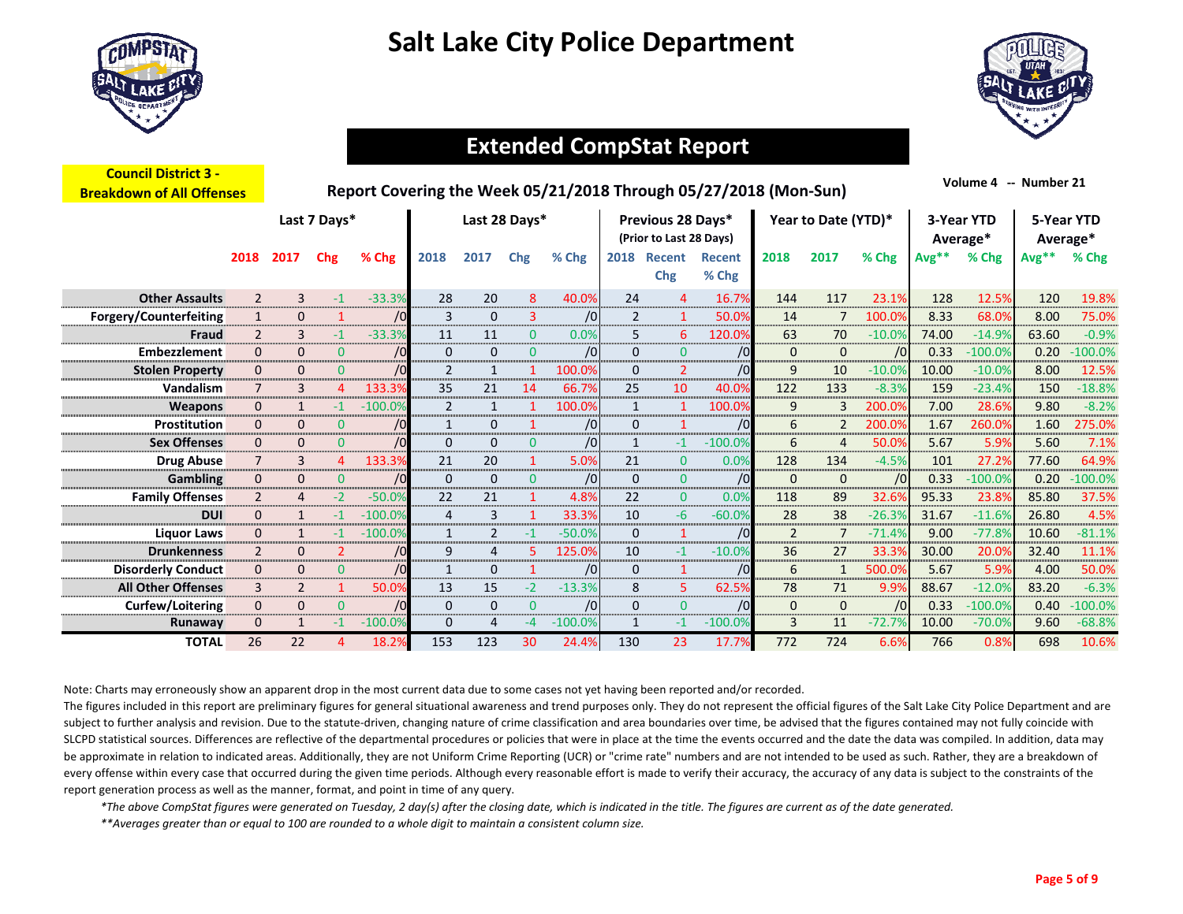# Salt Lake City Police Department

## Extended CompStat Report

**Council District 3 - Breakdown of All Offenses**

**Report Covering the Week 05/21/2018 Through 05/27/2018 (Mon-Sun)**

Volume 4 -- Number 21

| | Last 7 Days* | | | | Last 28 Days* | | | | Previous 28 Days* (Prior to Last 28 Days) | | | Year to Date (YTD)* | | | 3-Year YTD Average* | | 5-Year YTD Average* | |
|---|---|---|---|---|---|---|---|---|---|---|---|---|---|---|---|---|---|---|
| | 2018 | 2017 | Chg | % Chg | 2018 | 2017 | Chg | % Chg | 2018 | Recent Chg | Recent % Chg | 2018 | 2017 | % Chg | Avg** | % Chg | Avg** | % Chg |
| **Other Assaults** | 2 | 3 | -1 | -33.3% | 28 | 20 | 8 | 40.0% | 24 | 4 | 16.7% | 144 | 117 | 23.1% | 128 | 12.5% | 120 | 19.8% |
| **Forgery/Counterfeiting** | 1 | 0 | 1 | /0 | 3 | 0 | 3 | /0 | 2 | 1 | 50.0% | 14 | 7 | 100.0% | 8.33 | 68.0% | 8.00 | 75.0% |
| **Fraud** | 2 | 3 | -1 | -33.3% | 11 | 11 | 0 | 0.0% | 5 | 6 | 120.0% | 63 | 70 | -10.0% | 74.00 | -14.9% | 63.60 | -0.9% |
| **Embezzlement** | 0 | 0 | 0 | /0 | 0 | 0 | 0 | /0 | 0 | 0 | /0 | 0 | 0 | /0 | 0.33 | -100.0% | 0.20 | -100.0% |
| **Stolen Property** | 0 | 0 | 0 | /0 | 2 | 1 | 1 | 100.0% | 0 | 2 | /0 | 9 | 10 | -10.0% | 10.00 | -10.0% | 8.00 | 12.5% |
| **Vandalism** | 7 | 3 | 4 | 133.3% | 35 | 21 | 14 | 66.7% | 25 | 10 | 40.0% | 122 | 133 | -8.3% | 159 | -23.4% | 150 | -18.8% |
| **Weapons** | 0 | 1 | -1 | -100.0% | 2 | 1 | 1 | 100.0% | 1 | 1 | 100.0% | 9 | 3 | 200.0% | 7.00 | 28.6% | 9.80 | -8.2% |
| **Prostitution** | 0 | 0 | 0 | /0 | 1 | 0 | 1 | /0 | 0 | 1 | /0 | 6 | 2 | 200.0% | 1.67 | 260.0% | 1.60 | 275.0% |
| **Sex Offenses** | 0 | 0 | 0 | /0 | 0 | 0 | 0 | /0 | 1 | -1 | -100.0% | 6 | 4 | 50.0% | 5.67 | 5.9% | 5.60 | 7.1% |
| **Drug Abuse** | 7 | 3 | 4 | 133.3% | 21 | 20 | 1 | 5.0% | 21 | 0 | 0.0% | 128 | 134 | -4.5% | 101 | 27.2% | 77.60 | 64.9% |
| **Gambling** | 0 | 0 | 0 | /0 | 0 | 0 | 0 | /0 | 0 | 0 | /0 | 0 | 0 | /0 | 0.33 | -100.0% | 0.20 | -100.0% |
| **Family Offenses** | 2 | 4 | -2 | -50.0% | 22 | 21 | 1 | 4.8% | 22 | 0 | 0.0% | 118 | 89 | 32.6% | 95.33 | 23.8% | 85.80 | 37.5% |
| **DUI** | 0 | 1 | -1 | -100.0% | 4 | 3 | 1 | 33.3% | 10 | -6 | -60.0% | 28 | 38 | -26.3% | 31.67 | -11.6% | 26.80 | 4.5% |
| **Liquor Laws** | 0 | 1 | -1 | -100.0% | 1 | 2 | -1 | -50.0% | 0 | 1 | /0 | 2 | 7 | -71.4% | 9.00 | -77.8% | 10.60 | -81.1% |
| **Drunkenness** | 2 | 0 | 2 | /0 | 9 | 4 | 5 | 125.0% | 10 | -1 | -10.0% | 36 | 27 | 33.3% | 30.00 | 20.0% | 32.40 | 11.1% |
| **Disorderly Conduct** | 0 | 0 | 0 | /0 | 1 | 0 | 1 | /0 | 0 | 1 | /0 | 6 | 1 | 500.0% | 5.67 | 5.9% | 4.00 | 50.0% |
| **All Other Offenses** | 3 | 2 | 1 | 50.0% | 13 | 15 | -2 | -13.3% | 8 | 5 | 62.5% | 78 | 71 | 9.9% | 88.67 | -12.0% | 83.20 | -6.3% |
| **Curfew/Loitering** | 0 | 0 | 0 | /0 | 0 | 0 | 0 | /0 | 0 | 0 | /0 | 0 | 0 | /0 | 0.33 | -100.0% | 0.40 | -100.0% |
| **Runaway** | 0 | 1 | -1 | -100.0% | 0 | 4 | -4 | -100.0% | 1 | -1 | -100.0% | 3 | 11 | -72.7% | 10.00 | -70.0% | 9.60 | -68.8% |
| **TOTAL** | 26 | 22 | 4 | 18.2% | 153 | 123 | 30 | 24.4% | 130 | 23 | 17.7% | 772 | 724 | 6.6% | 766 | 0.8% | 698 | 10.6% |

Note: Charts may erroneously show an apparent drop in the most current data due to some cases not yet having been reported and/or recorded.

The figures included in this report are preliminary figures for general situational awareness and trend purposes only. They do not represent the official figures of the Salt Lake City Police Department and are subject to further analysis and revision. Due to the statute-driven, changing nature of crime classification and area boundaries over time, be advised that the figures contained may not fully coincide with SLCPD statistical sources. Differences are reflective of the departmental procedures or policies that were in place at the time the events occurred and the date the data was compiled. In addition, data may be approximate in relation to indicated areas. Additionally, they are not Uniform Crime Reporting (UCR) or "crime rate" numbers and are not intended to be used as such. Rather, they are a breakdown of every offense within every case that occurred during the given time periods. Although every reasonable effort is made to verify their accuracy, the accuracy of any data is subject to the constraints of the report generation process as well as the manner, format, and point in time of any query.

*\*The above CompStat figures were generated on Tuesday, 2 day(s) after the closing date, which is indicated in the title. The figures are current as of the date generated.*

*\*\*Averages greater than or equal to 100 are rounded to a whole digit to maintain a consistent column size.*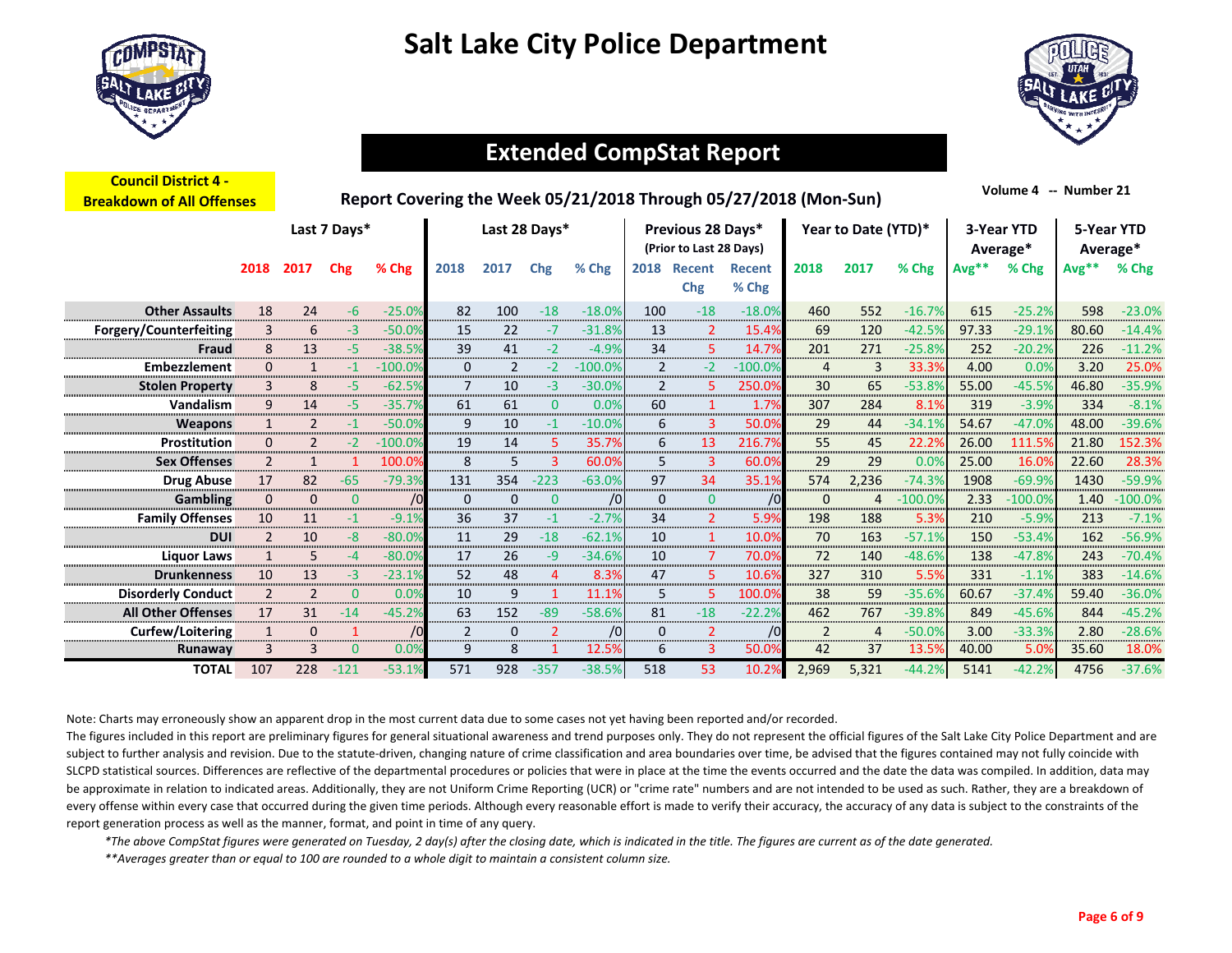# Salt Lake City Police Department

## Extended CompStat Report

**Council District 4 - Breakdown of All Offenses**

**Report Covering the Week 05/21/2018 Through 05/27/2018 (Mon-Sun)**

Volume 4 -- Number 21

| | Last 7 Days* | | | | Last 28 Days* | | | | Previous 28 Days* (Prior to Last 28 Days) | | | Year to Date (YTD)* | | | 3-Year YTD Average* | | 5-Year YTD Average* | |
|---|---|---|---|---|---|---|---|---|---|---|---|---|---|---|---|---|---|---|
| | 2018 | 2017 | Chg | % Chg | 2018 | 2017 | Chg | % Chg | 2018 | Recent Chg | Recent % Chg | 2018 | 2017 | % Chg | Avg** | % Chg | Avg** | % Chg |
| **Other Assaults** | 18 | 24 | -6 | -25.0% | 82 | 100 | -18 | -18.0% | 100 | -18 | -18.0% | 460 | 552 | -16.7% | 615 | -25.2% | 598 | -23.0% |
| **Forgery/Counterfeiting** | 3 | 6 | -3 | -50.0% | 15 | 22 | -7 | -31.8% | 13 | 2 | 15.4% | 69 | 120 | -42.5% | 97.33 | -29.1% | 80.60 | -14.4% |
| **Fraud** | 8 | 13 | -5 | -38.5% | 39 | 41 | -2 | -4.9% | 34 | 5 | 14.7% | 201 | 271 | -25.8% | 252 | -20.2% | 226 | -11.2% |
| **Embezzlement** | 0 | 1 | -1 | -100.0% | 0 | 2 | -2 | -100.0% | 2 | -2 | -100.0% | 4 | 3 | 33.3% | 4.00 | 0.0% | 3.20 | 25.0% |
| **Stolen Property** | 3 | 8 | -5 | -62.5% | 7 | 10 | -3 | -30.0% | 2 | 5 | 250.0% | 30 | 65 | -53.8% | 55.00 | -45.5% | 46.80 | -35.9% |
| **Vandalism** | 9 | 14 | -5 | -35.7% | 61 | 61 | 0 | 0.0% | 60 | 1 | 1.7% | 307 | 284 | 8.1% | 319 | -3.9% | 334 | -8.1% |
| **Weapons** | 1 | 2 | -1 | -50.0% | 9 | 10 | -1 | -10.0% | 6 | 3 | 50.0% | 29 | 44 | -34.1% | 54.67 | -47.0% | 48.00 | -39.6% |
| **Prostitution** | 0 | 2 | -2 | -100.0% | 19 | 14 | 5 | 35.7% | 6 | 13 | 216.7% | 55 | 45 | 22.2% | 26.00 | 111.5% | 21.80 | 152.3% |
| **Sex Offenses** | 2 | 1 | 1 | 100.0% | 8 | 5 | 3 | 60.0% | 5 | 3 | 60.0% | 29 | 29 | 0.0% | 25.00 | 16.0% | 22.60 | 28.3% |
| **Drug Abuse** | 17 | 82 | -65 | -79.3% | 131 | 354 | -223 | -63.0% | 97 | 34 | 35.1% | 574 | 2,236 | -74.3% | 1908 | -69.9% | 1430 | -59.9% |
| **Gambling** | 0 | 0 | 0 | /0 | 0 | 0 | 0 | /0 | 0 | 0 | /0 | 0 | 4 | -100.0% | 2.33 | -100.0% | 1.40 | -100.0% |
| **Family Offenses** | 10 | 11 | -1 | -9.1% | 36 | 37 | -1 | -2.7% | 34 | 2 | 5.9% | 198 | 188 | 5.3% | 210 | -5.9% | 213 | -7.1% |
| **DUI** | 2 | 10 | -8 | -80.0% | 11 | 29 | -18 | -62.1% | 10 | 1 | 10.0% | 70 | 163 | -57.1% | 150 | -53.4% | 162 | -56.9% |
| **Liquor Laws** | 1 | 5 | -4 | -80.0% | 17 | 26 | -9 | -34.6% | 10 | 7 | 70.0% | 72 | 140 | -48.6% | 138 | -47.8% | 243 | -70.4% |
| **Drunkenness** | 10 | 13 | -3 | -23.1% | 52 | 48 | 4 | 8.3% | 47 | 5 | 10.6% | 327 | 310 | 5.5% | 331 | -1.1% | 383 | -14.6% |
| **Disorderly Conduct** | 2 | 2 | 0 | 0.0% | 10 | 9 | 1 | 11.1% | 5 | 5 | 100.0% | 38 | 59 | -35.6% | 60.67 | -37.4% | 59.40 | -36.0% |
| **All Other Offenses** | 17 | 31 | -14 | -45.2% | 63 | 152 | -89 | -58.6% | 81 | -18 | -22.2% | 462 | 767 | -39.8% | 849 | -45.6% | 844 | -45.2% |
| **Curfew/Loitering** | 1 | 0 | 1 | /0 | 2 | 0 | 2 | /0 | 0 | 2 | /0 | 2 | 4 | -50.0% | 3.00 | -33.3% | 2.80 | -28.6% |
| **Runaway** | 3 | 3 | 0 | 0.0% | 9 | 8 | 1 | 12.5% | 6 | 3 | 50.0% | 42 | 37 | 13.5% | 40.00 | 5.0% | 35.60 | 18.0% |
| **TOTAL** | 107 | 228 | -121 | -53.1% | 571 | 928 | -357 | -38.5% | 518 | 53 | 10.2% | 2,969 | 5,321 | -44.2% | 5141 | -42.2% | 4756 | -37.6% |

Note: Charts may erroneously show an apparent drop in the most current data due to some cases not yet having been reported and/or recorded.

The figures included in this report are preliminary figures for general situational awareness and trend purposes only. They do not represent the official figures of the Salt Lake City Police Department and are subject to further analysis and revision. Due to the statute-driven, changing nature of crime classification and area boundaries over time, be advised that the figures contained may not fully coincide with SLCPD statistical sources. Differences are reflective of the departmental procedures or policies that were in place at the time the events occurred and the date the data was compiled. In addition, data may be approximate in relation to indicated areas. Additionally, they are not Uniform Crime Reporting (UCR) or "crime rate" numbers and are not intended to be used as such. Rather, they are a breakdown of every offense within every case that occurred during the given time periods. Although every reasonable effort is made to verify their accuracy, the accuracy of any data is subject to the constraints of the report generation process as well as the manner, format, and point in time of any query.

*\*The above CompStat figures were generated on Tuesday, 2 day(s) after the closing date, which is indicated in the title. The figures are current as of the date generated.*

*\*\*Averages greater than or equal to 100 are rounded to a whole digit to maintain a consistent column size.*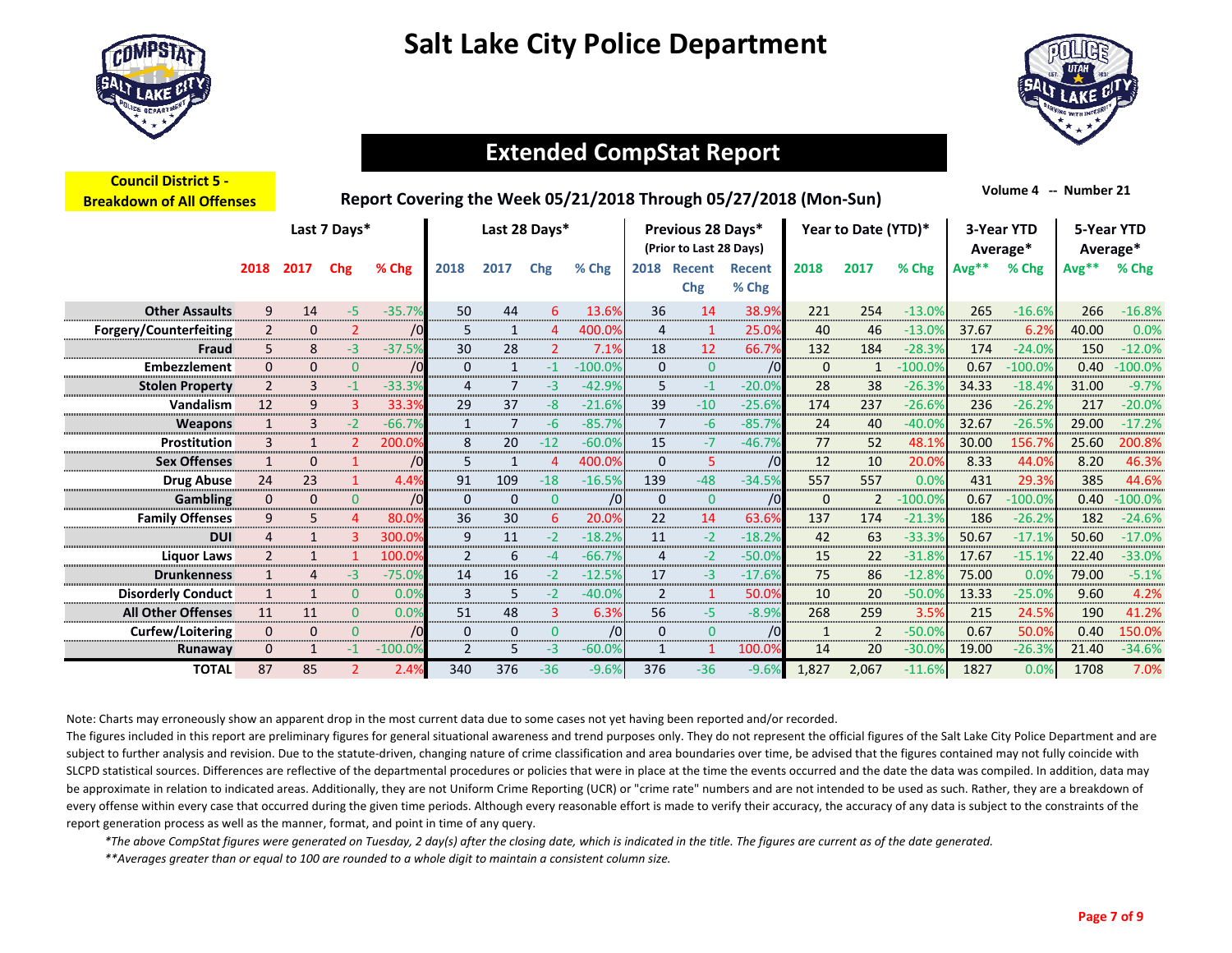# Salt Lake City Police Department

## Extended CompStat Report

**Council District 5 - Breakdown of All Offenses**

**Report Covering the Week 05/21/2018 Through 05/27/2018 (Mon-Sun)**

Volume 4 -- Number 21

| | Last 7 Days* | | | | Last 28 Days* | | | | Previous 28 Days* (Prior to Last 28 Days) | | | Year to Date (YTD)* | | | 3-Year YTD Average* | | 5-Year YTD Average* | |
|---|---|---|---|---|---|---|---|---|---|---|---|---|---|---|---|---|---|---|
| | 2018 | 2017 | Chg | % Chg | 2018 | 2017 | Chg | % Chg | 2018 | Recent Chg | Recent % Chg | 2018 | 2017 | % Chg | Avg** | % Chg | Avg** | % Chg |
| **Other Assaults** | 9 | 14 | -5 | -35.7% | 50 | 44 | 6 | 13.6% | 36 | 14 | 38.9% | 221 | 254 | -13.0% | 265 | -16.6% | 266 | -16.8% |
| **Forgery/Counterfeiting** | 2 | 0 | 2 | /0 | 5 | 1 | 4 | 400.0% | 4 | 1 | 25.0% | 40 | 46 | -13.0% | 37.67 | 6.2% | 40.00 | 0.0% |
| **Fraud** | 5 | 8 | -3 | -37.5% | 30 | 28 | 2 | 7.1% | 18 | 12 | 66.7% | 132 | 184 | -28.3% | 174 | -24.0% | 150 | -12.0% |
| **Embezzlement** | 0 | 0 | 0 | /0 | 0 | 1 | -1 | -100.0% | 0 | 0 | /0 | 0 | 1 | -100.0% | 0.67 | -100.0% | 0.40 | -100.0% |
| **Stolen Property** | 2 | 3 | -1 | -33.3% | 4 | 7 | -3 | -42.9% | 5 | -1 | -20.0% | 28 | 38 | -26.3% | 34.33 | -18.4% | 31.00 | -9.7% |
| **Vandalism** | 12 | 9 | 3 | 33.3% | 29 | 37 | -8 | -21.6% | 39 | -10 | -25.6% | 174 | 237 | -26.6% | 236 | -26.2% | 217 | -20.0% |
| **Weapons** | 1 | 3 | -2 | -66.7% | 1 | 7 | -6 | -85.7% | 7 | -6 | -85.7% | 24 | 40 | -40.0% | 32.67 | -26.5% | 29.00 | -17.2% |
| **Prostitution** | 3 | 1 | 2 | 200.0% | 8 | 20 | -12 | -60.0% | 15 | -7 | -46.7% | 77 | 52 | 48.1% | 30.00 | 156.7% | 25.60 | 200.8% |
| **Sex Offenses** | 1 | 0 | 1 | /0 | 5 | 1 | 4 | 400.0% | 0 | 5 | /0 | 12 | 10 | 20.0% | 8.33 | 44.0% | 8.20 | 46.3% |
| **Drug Abuse** | 24 | 23 | 1 | 4.4% | 91 | 109 | -18 | -16.5% | 139 | -48 | -34.5% | 557 | 557 | 0.0% | 431 | 29.3% | 385 | 44.6% |
| **Gambling** | 0 | 0 | 0 | /0 | 0 | 0 | 0 | /0 | 0 | 0 | /0 | 0 | 2 | -100.0% | 0.67 | -100.0% | 0.40 | -100.0% |
| **Family Offenses** | 9 | 5 | 4 | 80.0% | 36 | 30 | 6 | 20.0% | 22 | 14 | 63.6% | 137 | 174 | -21.3% | 186 | -26.2% | 182 | -24.6% |
| **DUI** | 4 | 1 | 3 | 300.0% | 9 | 11 | -2 | -18.2% | 11 | -2 | -18.2% | 42 | 63 | -33.3% | 50.67 | -17.1% | 50.60 | -17.0% |
| **Liquor Laws** | 2 | 1 | 1 | 100.0% | 2 | 6 | -4 | -66.7% | 4 | -2 | -50.0% | 15 | 22 | -31.8% | 17.67 | -15.1% | 22.40 | -33.0% |
| **Drunkenness** | 1 | 4 | -3 | -75.0% | 14 | 16 | -2 | -12.5% | 17 | -3 | -17.6% | 75 | 86 | -12.8% | 75.00 | 0.0% | 79.00 | -5.1% |
| **Disorderly Conduct** | 1 | 1 | 0 | 0.0% | 3 | 5 | -2 | -40.0% | 2 | 1 | 50.0% | 10 | 20 | -50.0% | 13.33 | -25.0% | 9.60 | 4.2% |
| **All Other Offenses** | 11 | 11 | 0 | 0.0% | 51 | 48 | 3 | 6.3% | 56 | -5 | -8.9% | 268 | 259 | 3.5% | 215 | 24.5% | 190 | 41.2% |
| **Curfew/Loitering** | 0 | 0 | 0 | /0 | 0 | 0 | 0 | /0 | 0 | 0 | /0 | 1 | 2 | -50.0% | 0.67 | 50.0% | 0.40 | 150.0% |
| **Runaway** | 0 | 1 | -1 | -100.0% | 2 | 5 | -3 | -60.0% | 1 | 1 | 100.0% | 14 | 20 | -30.0% | 19.00 | -26.3% | 21.40 | -34.6% |
| **TOTAL** | 87 | 85 | 2 | 2.4% | 340 | 376 | -36 | -9.6% | 376 | -36 | -9.6% | 1,827 | 2,067 | -11.6% | 1827 | 0.0% | 1708 | 7.0% |

Note: Charts may erroneously show an apparent drop in the most current data due to some cases not yet having been reported and/or recorded.

The figures included in this report are preliminary figures for general situational awareness and trend purposes only. They do not represent the official figures of the Salt Lake City Police Department and are subject to further analysis and revision. Due to the statute-driven, changing nature of crime classification and area boundaries over time, be advised that the figures contained may not fully coincide with SLCPD statistical sources. Differences are reflective of the departmental procedures or policies that were in place at the time the events occurred and the date the data was compiled. In addition, data may be approximate in relation to indicated areas. Additionally, they are not Uniform Crime Reporting (UCR) or "crime rate" numbers and are not intended to be used as such. Rather, they are a breakdown of every offense within every case that occurred during the given time periods. Although every reasonable effort is made to verify their accuracy, the accuracy of any data is subject to the constraints of the report generation process as well as the manner, format, and point in time of any query.

*\*The above CompStat figures were generated on Tuesday, 2 day(s) after the closing date, which is indicated in the title. The figures are current as of the date generated.*

*\*\*Averages greater than or equal to 100 are rounded to a whole digit to maintain a consistent column size.*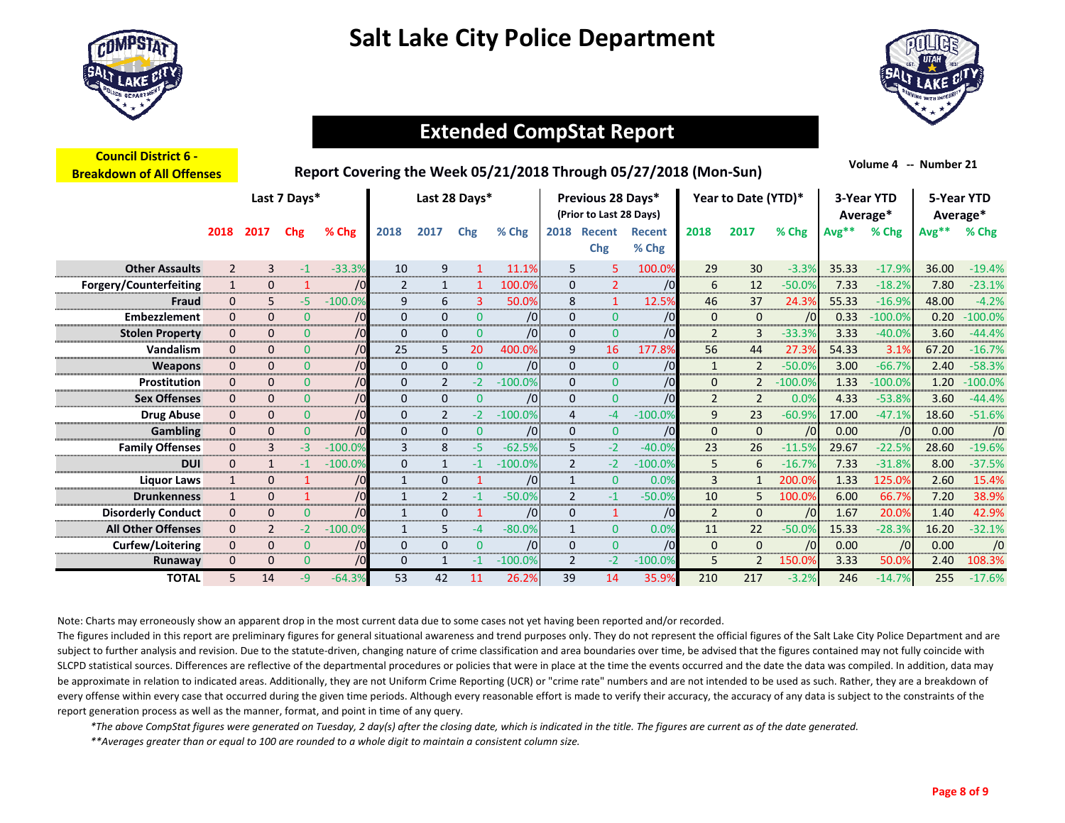# Salt Lake City Police Department

## Extended CompStat Report

**Council District 6 - Breakdown of All Offenses**

**Report Covering the Week 05/21/2018 Through 05/27/2018 (Mon-Sun)**

Volume 4 -- Number 21

| | Last 7 Days* | | | | Last 28 Days* | | | | Previous 28 Days* (Prior to Last 28 Days) | | | Year to Date (YTD)* | | | 3-Year YTD Average* | | 5-Year YTD Average* | |
|---|---|---|---|---|---|---|---|---|---|---|---|---|---|---|---|---|---|---|
| | 2018 | 2017 | Chg | % Chg | 2018 | 2017 | Chg | % Chg | 2018 | Recent Chg | Recent % Chg | 2018 | 2017 | % Chg | Avg** | % Chg | Avg** | % Chg |
| **Other Assaults** | 2 | 3 | -1 | -33.3% | 10 | 9 | 1 | 11.1% | 5 | 5 | 100.0% | 29 | 30 | -3.3% | 35.33 | -17.9% | 36.00 | -19.4% |
| **Forgery/Counterfeiting** | 1 | 0 | 1 | /0 | 2 | 1 | 1 | 100.0% | 0 | 2 | /0 | 6 | 12 | -50.0% | 7.33 | -18.2% | 7.80 | -23.1% |
| **Fraud** | 0 | 5 | -5 | -100.0% | 9 | 6 | 3 | 50.0% | 8 | 1 | 12.5% | 46 | 37 | 24.3% | 55.33 | -16.9% | 48.00 | -4.2% |
| **Embezzlement** | 0 | 0 | 0 | /0 | 0 | 0 | 0 | /0 | 0 | 0 | /0 | 0 | 0 | /0 | 0.33 | -100.0% | 0.20 | -100.0% |
| **Stolen Property** | 0 | 0 | 0 | /0 | 0 | 0 | 0 | /0 | 0 | 0 | /0 | 2 | 3 | -33.3% | 3.33 | -40.0% | 3.60 | -44.4% |
| **Vandalism** | 0 | 0 | 0 | /0 | 25 | 5 | 20 | 400.0% | 9 | 16 | 177.8% | 56 | 44 | 27.3% | 54.33 | 3.1% | 67.20 | -16.7% |
| **Weapons** | 0 | 0 | 0 | /0 | 0 | 0 | 0 | /0 | 0 | 0 | /0 | 1 | 2 | -50.0% | 3.00 | -66.7% | 2.40 | -58.3% |
| **Prostitution** | 0 | 0 | 0 | /0 | 0 | 2 | -2 | -100.0% | 0 | 0 | /0 | 0 | 2 | -100.0% | 1.33 | -100.0% | 1.20 | -100.0% |
| **Sex Offenses** | 0 | 0 | 0 | /0 | 0 | 0 | 0 | /0 | 0 | 0 | /0 | 2 | 2 | 0.0% | 4.33 | -53.8% | 3.60 | -44.4% |
| **Drug Abuse** | 0 | 0 | 0 | /0 | 0 | 2 | -2 | -100.0% | 4 | -4 | -100.0% | 9 | 23 | -60.9% | 17.00 | -47.1% | 18.60 | -51.6% |
| **Gambling** | 0 | 0 | 0 | /0 | 0 | 0 | 0 | /0 | 0 | 0 | /0 | 0 | 0 | /0 | 0.00 | /0 | 0.00 | /0 |
| **Family Offenses** | 0 | 3 | -3 | -100.0% | 3 | 8 | -5 | -62.5% | 5 | -2 | -40.0% | 23 | 26 | -11.5% | 29.67 | -22.5% | 28.60 | -19.6% |
| **DUI** | 0 | 1 | -1 | -100.0% | 0 | 1 | -1 | -100.0% | 2 | -2 | -100.0% | 5 | 6 | -16.7% | 7.33 | -31.8% | 8.00 | -37.5% |
| **Liquor Laws** | 1 | 0 | 1 | /0 | 1 | 0 | 1 | /0 | 1 | 0 | 0.0% | 3 | 1 | 200.0% | 1.33 | 125.0% | 2.60 | 15.4% |
| **Drunkenness** | 1 | 0 | 1 | /0 | 1 | 2 | -1 | -50.0% | 2 | -1 | -50.0% | 10 | 5 | 100.0% | 6.00 | 66.7% | 7.20 | 38.9% |
| **Disorderly Conduct** | 0 | 0 | 0 | /0 | 1 | 0 | 1 | /0 | 0 | 1 | /0 | 2 | 0 | /0 | 1.67 | 20.0% | 1.40 | 42.9% |
| **All Other Offenses** | 0 | 2 | -2 | -100.0% | 1 | 5 | -4 | -80.0% | 1 | 0 | 0.0% | 11 | 22 | -50.0% | 15.33 | -28.3% | 16.20 | -32.1% |
| **Curfew/Loitering** | 0 | 0 | 0 | /0 | 0 | 0 | 0 | /0 | 0 | 0 | /0 | 0 | 0 | /0 | 0.00 | /0 | 0.00 | /0 |
| **Runaway** | 0 | 0 | 0 | /0 | 0 | 1 | -1 | -100.0% | 2 | -2 | -100.0% | 5 | 2 | 150.0% | 3.33 | 50.0% | 2.40 | 108.3% |
| **TOTAL** | 5 | 14 | -9 | -64.3% | 53 | 42 | 11 | 26.2% | 39 | 14 | 35.9% | 210 | 217 | -3.2% | 246 | -14.7% | 255 | -17.6% |

Note: Charts may erroneously show an apparent drop in the most current data due to some cases not yet having been reported and/or recorded.

The figures included in this report are preliminary figures for general situational awareness and trend purposes only. They do not represent the official figures of the Salt Lake City Police Department and are subject to further analysis and revision. Due to the statute-driven, changing nature of crime classification and area boundaries over time, be advised that the figures contained may not fully coincide with SLCPD statistical sources. Differences are reflective of the departmental procedures or policies that were in place at the time the events occurred and the date the data was compiled. In addition, data may be approximate in relation to indicated areas. Additionally, they are not Uniform Crime Reporting (UCR) or "crime rate" numbers and are not intended to be used as such. Rather, they are a breakdown of every offense within every case that occurred during the given time periods. Although every reasonable effort is made to verify their accuracy, the accuracy of any data is subject to the constraints of the report generation process as well as the manner, format, and point in time of any query.

*\*The above CompStat figures were generated on Tuesday, 2 day(s) after the closing date, which is indicated in the title. The figures are current as of the date generated.*

*\*\*Averages greater than or equal to 100 are rounded to a whole digit to maintain a consistent column size.*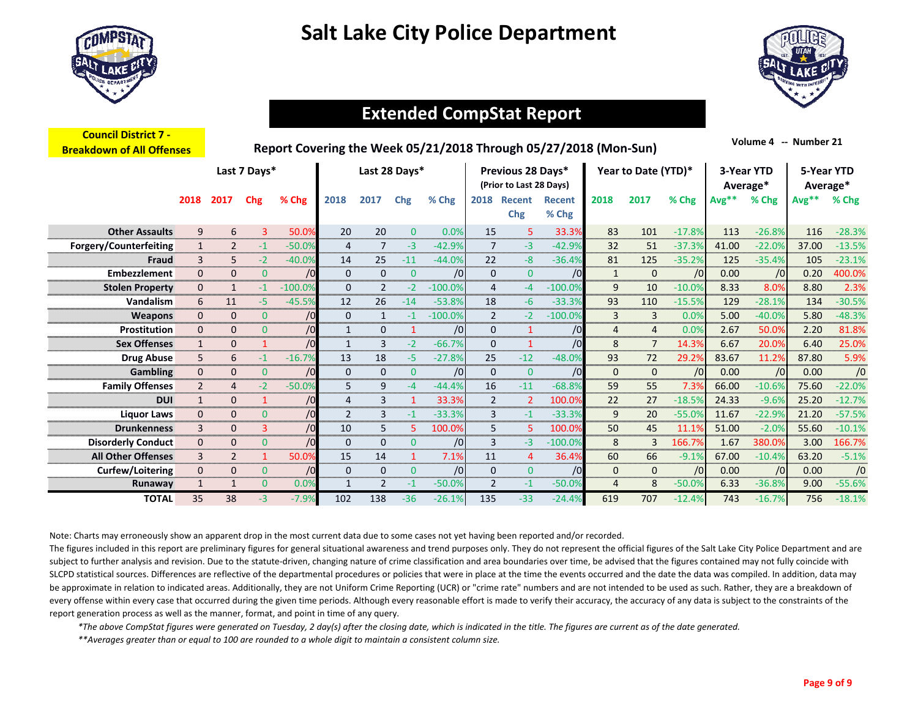# Salt Lake City Police Department

## Extended CompStat Report

**Council District 7 - Breakdown of All Offenses**

**Report Covering the Week 05/21/2018 Through 05/27/2018 (Mon-Sun)**

Volume 4 -- Number 21

| | Last 7 Days* | | | | Last 28 Days* | | | | Previous 28 Days* (Prior to Last 28 Days) | | | Year to Date (YTD)* | | | 3-Year YTD Average* | | 5-Year YTD Average* | |
|---|---|---|---|---|---|---|---|---|---|---|---|---|---|---|---|---|---|---|
| | 2018 | 2017 | Chg | % Chg | 2018 | 2017 | Chg | % Chg | 2018 | Recent Chg | Recent % Chg | 2018 | 2017 | % Chg | Avg** | % Chg | Avg** | % Chg |
| **Other Assaults** | 9 | 6 | 3 | 50.0% | 20 | 20 | 0 | 0.0% | 15 | 5 | 33.3% | 83 | 101 | -17.8% | 113 | -26.8% | 116 | -28.3% |
| **Forgery/Counterfeiting** | 1 | 2 | -1 | -50.0% | 4 | 7 | -3 | -42.9% | 7 | -3 | -42.9% | 32 | 51 | -37.3% | 41.00 | -22.0% | 37.00 | -13.5% |
| **Fraud** | 3 | 5 | -2 | -40.0% | 14 | 25 | -11 | -44.0% | 22 | -8 | -36.4% | 81 | 125 | -35.2% | 125 | -35.4% | 105 | -23.1% |
| **Embezzlement** | 0 | 0 | 0 | /0 | 0 | 0 | 0 | /0 | 0 | 0 | /0 | 1 | 0 | /0 | 0.00 | /0 | 0.20 | 400.0% |
| **Stolen Property** | 0 | 1 | -1 | -100.0% | 0 | 2 | -2 | -100.0% | 4 | -4 | -100.0% | 9 | 10 | -10.0% | 8.33 | 8.0% | 8.80 | 2.3% |
| **Vandalism** | 6 | 11 | -5 | -45.5% | 12 | 26 | -14 | -53.8% | 18 | -6 | -33.3% | 93 | 110 | -15.5% | 129 | -28.1% | 134 | -30.5% |
| **Weapons** | 0 | 0 | 0 | /0 | 0 | 1 | -1 | -100.0% | 2 | -2 | -100.0% | 3 | 3 | 0.0% | 5.00 | -40.0% | 5.80 | -48.3% |
| **Prostitution** | 0 | 0 | 0 | /0 | 1 | 0 | 1 | /0 | 0 | 1 | /0 | 4 | 4 | 0.0% | 2.67 | 50.0% | 2.20 | 81.8% |
| **Sex Offenses** | 1 | 0 | 1 | /0 | 1 | 3 | -2 | -66.7% | 0 | 1 | /0 | 8 | 7 | 14.3% | 6.67 | 20.0% | 6.40 | 25.0% |
| **Drug Abuse** | 5 | 6 | -1 | -16.7% | 13 | 18 | -5 | -27.8% | 25 | -12 | -48.0% | 93 | 72 | 29.2% | 83.67 | 11.2% | 87.80 | 5.9% |
| **Gambling** | 0 | 0 | 0 | /0 | 0 | 0 | 0 | /0 | 0 | 0 | /0 | 0 | 0 | /0 | 0.00 | /0 | 0.00 | /0 |
| **Family Offenses** | 2 | 4 | -2 | -50.0% | 5 | 9 | -4 | -44.4% | 16 | -11 | -68.8% | 59 | 55 | 7.3% | 66.00 | -10.6% | 75.60 | -22.0% |
| **DUI** | 1 | 0 | 1 | /0 | 4 | 3 | 1 | 33.3% | 2 | 2 | 100.0% | 22 | 27 | -18.5% | 24.33 | -9.6% | 25.20 | -12.7% |
| **Liquor Laws** | 0 | 0 | 0 | /0 | 2 | 3 | -1 | -33.3% | 3 | -1 | -33.3% | 9 | 20 | -55.0% | 11.67 | -22.9% | 21.20 | -57.5% |
| **Drunkenness** | 3 | 0 | 3 | /0 | 10 | 5 | 5 | 100.0% | 5 | 5 | 100.0% | 50 | 45 | 11.1% | 51.00 | -2.0% | 55.60 | -10.1% |
| **Disorderly Conduct** | 0 | 0 | 0 | /0 | 0 | 0 | 0 | /0 | 3 | -3 | -100.0% | 8 | 3 | 166.7% | 1.67 | 380.0% | 3.00 | 166.7% |
| **All Other Offenses** | 3 | 2 | 1 | 50.0% | 15 | 14 | 1 | 7.1% | 11 | 4 | 36.4% | 60 | 66 | -9.1% | 67.00 | -10.4% | 63.20 | -5.1% |
| **Curfew/Loitering** | 0 | 0 | 0 | /0 | 0 | 0 | 0 | /0 | 0 | 0 | /0 | 0 | 0 | /0 | 0.00 | /0 | 0.00 | /0 |
| **Runaway** | 1 | 1 | 0 | 0.0% | 1 | 2 | -1 | -50.0% | 2 | -1 | -50.0% | 4 | 8 | -50.0% | 6.33 | -36.8% | 9.00 | -55.6% |
| **TOTAL** | 35 | 38 | -3 | -7.9% | 102 | 138 | -36 | -26.1% | 135 | -33 | -24.4% | 619 | 707 | -12.4% | 743 | -16.7% | 756 | -18.1% |

Note: Charts may erroneously show an apparent drop in the most current data due to some cases not yet having been reported and/or recorded.

The figures included in this report are preliminary figures for general situational awareness and trend purposes only. They do not represent the official figures of the Salt Lake City Police Department and are subject to further analysis and revision. Due to the statute-driven, changing nature of crime classification and area boundaries over time, be advised that the figures contained may not fully coincide with SLCPD statistical sources. Differences are reflective of the departmental procedures or policies that were in place at the time the events occurred and the date the data was compiled. In addition, data may be approximate in relation to indicated areas. Additionally, they are not Uniform Crime Reporting (UCR) or "crime rate" numbers and are not intended to be used as such. Rather, they are a breakdown of every offense within every case that occurred during the given time periods. Although every reasonable effort is made to verify their accuracy, the accuracy of any data is subject to the constraints of the report generation process as well as the manner, format, and point in time of any query.

*\*The above CompStat figures were generated on Tuesday, 2 day(s) after the closing date, which is indicated in the title. The figures are current as of the date generated.*

*\*\*Averages greater than or equal to 100 are rounded to a whole digit to maintain a consistent column size.*